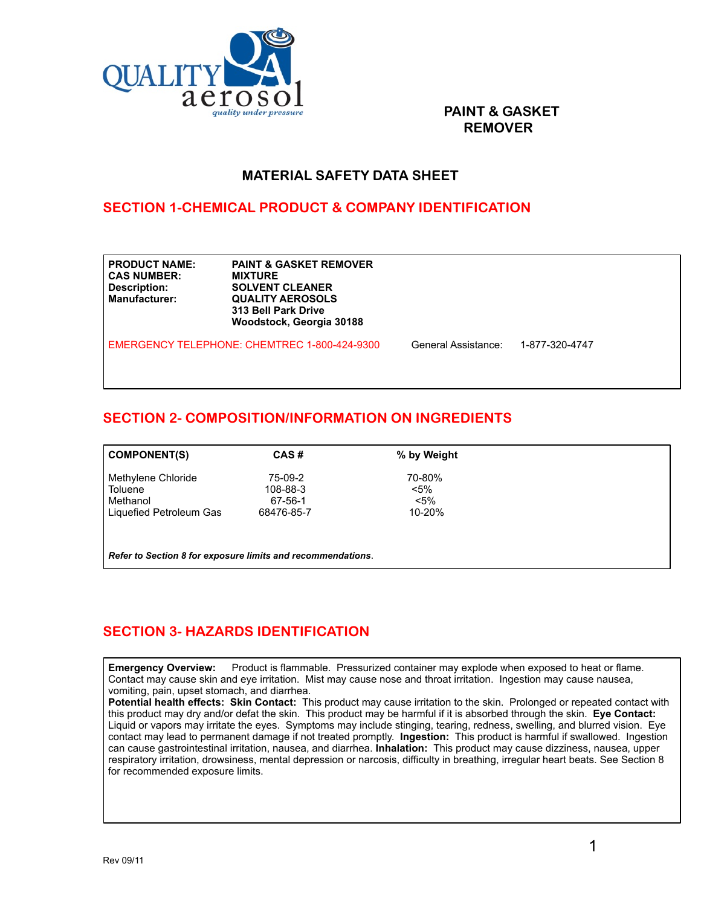QUALITY aerosol
*quality under pressure*

**PAINT & GASKET REMOVER**

# MATERIAL SAFETY DATA SHEET

## SECTION 1-CHEMICAL PRODUCT & COMPANY IDENTIFICATION

| | |
|---|---|
| **PRODUCT NAME:** | **PAINT & GASKET REMOVER** |
| **CAS NUMBER:** | **MIXTURE** |
| **Description:** | **SOLVENT CLEANER** |
| **Manufacturer:** | **QUALITY AEROSOLS**<br>**313 Bell Park Drive**<br>**Woodstock, Georgia 30188** |

EMERGENCY TELEPHONE: CHEMTREC 1-800-424-9300 General Assistance: 1-877-320-4747

## SECTION 2- COMPOSITION/INFORMATION ON INGREDIENTS

| COMPONENT(S) | CAS # | % by Weight |
|---|---|---|
| Methylene Chloride | 75-09-2 | 70-80% |
| Toluene | 108-88-3 | <5% |
| Methanol | 67-56-1 | <5% |
| Liquefied Petroleum Gas | 68476-85-7 | 10-20% |

***Refer to Section 8 for exposure limits and recommendations***.

## SECTION 3- HAZARDS IDENTIFICATION

**Emergency Overview:** Product is flammable. Pressurized container may explode when exposed to heat or flame. Contact may cause skin and eye irritation. Mist may cause nose and throat irritation. Ingestion may cause nausea, vomiting, pain, upset stomach, and diarrhea.
**Potential health effects: Skin Contact:** This product may cause irritation to the skin. Prolonged or repeated contact with this product may dry and/or defat the skin. This product may be harmful if it is absorbed through the skin. **Eye Contact:** Liquid or vapors may irritate the eyes. Symptoms may include stinging, tearing, redness, swelling, and blurred vision. Eye contact may lead to permanent damage if not treated promptly. **Ingestion:** This product is harmful if swallowed. Ingestion can cause gastrointestinal irritation, nausea, and diarrhea. **Inhalation:** This product may cause dizziness, nausea, upper respiratory irritation, drowsiness, mental depression or narcosis, difficulty in breathing, irregular heart beats. See Section 8 for recommended exposure limits.

Rev 09/11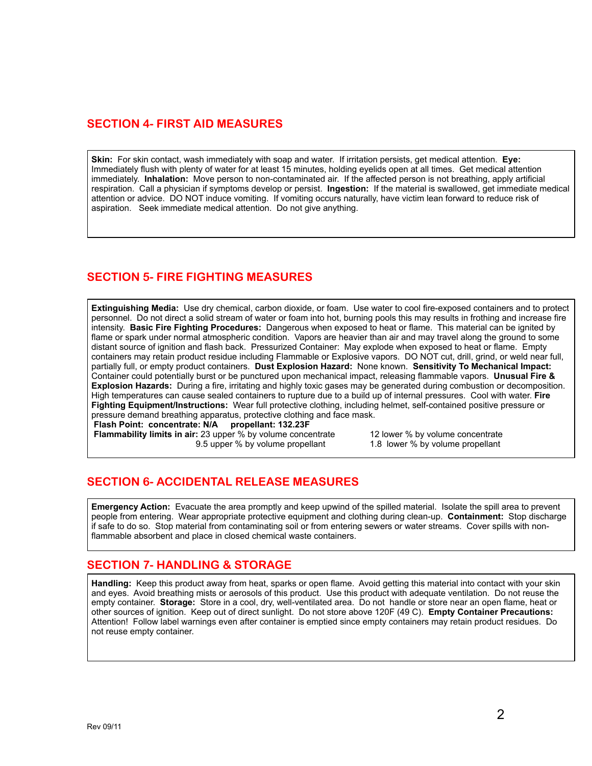## SECTION 4- FIRST AID MEASURES

**Skin:** For skin contact, wash immediately with soap and water. If irritation persists, get medical attention. **Eye:** Immediately flush with plenty of water for at least 15 minutes, holding eyelids open at all times. Get medical attention immediately. **Inhalation:** Move person to non-contaminated air. If the affected person is not breathing, apply artificial respiration. Call a physician if symptoms develop or persist. **Ingestion:** If the material is swallowed, get immediate medical attention or advice. DO NOT induce vomiting. If vomiting occurs naturally, have victim lean forward to reduce risk of aspiration. Seek immediate medical attention. Do not give anything.

## SECTION 5- FIRE FIGHTING MEASURES

**Extinguishing Media:** Use dry chemical, carbon dioxide, or foam. Use water to cool fire-exposed containers and to protect personnel. Do not direct a solid stream of water or foam into hot, burning pools this may results in frothing and increase fire intensity. **Basic Fire Fighting Procedures:** Dangerous when exposed to heat or flame. This material can be ignited by flame or spark under normal atmospheric condition. Vapors are heavier than air and may travel along the ground to some distant source of ignition and flash back. Pressurized Container: May explode when exposed to heat or flame. Empty containers may retain product residue including Flammable or Explosive vapors. DO NOT cut, drill, grind, or weld near full, partially full, or empty product containers. **Dust Explosion Hazard:** None known. **Sensitivity To Mechanical Impact:** Container could potentially burst or be punctured upon mechanical impact, releasing flammable vapors. **Unusual Fire & Explosion Hazards:** During a fire, irritating and highly toxic gases may be generated during combustion or decomposition. High temperatures can cause sealed containers to rupture due to a build up of internal pressures. Cool with water. **Fire Fighting Equipment/Instructions:** Wear full protective clothing, including helmet, self-contained positive pressure or pressure demand breathing apparatus, protective clothing and face mask.

**Flash Point: concentrate: N/A propellant: 132.23F**

**Flammability limits in air:** 23 upper % by volume concentrate 12 lower % by volume concentrate
9.5 upper % by volume propellant 1.8 lower % by volume propellant

## SECTION 6- ACCIDENTAL RELEASE MEASURES

**Emergency Action:** Evacuate the area promptly and keep upwind of the spilled material. Isolate the spill area to prevent people from entering. Wear appropriate protective equipment and clothing during clean-up. **Containment:** Stop discharge if safe to do so. Stop material from contaminating soil or from entering sewers or water streams. Cover spills with non-flammable absorbent and place in closed chemical waste containers.

## SECTION 7- HANDLING & STORAGE

**Handling:** Keep this product away from heat, sparks or open flame. Avoid getting this material into contact with your skin and eyes. Avoid breathing mists or aerosols of this product. Use this product with adequate ventilation. Do not reuse the empty container. **Storage:** Store in a cool, dry, well-ventilated area. Do not handle or store near an open flame, heat or other sources of ignition. Keep out of direct sunlight. Do not store above 120F (49 C). **Empty Container Precautions:** Attention! Follow label warnings even after container is emptied since empty containers may retain product residues. Do not reuse empty container.

Rev 09/11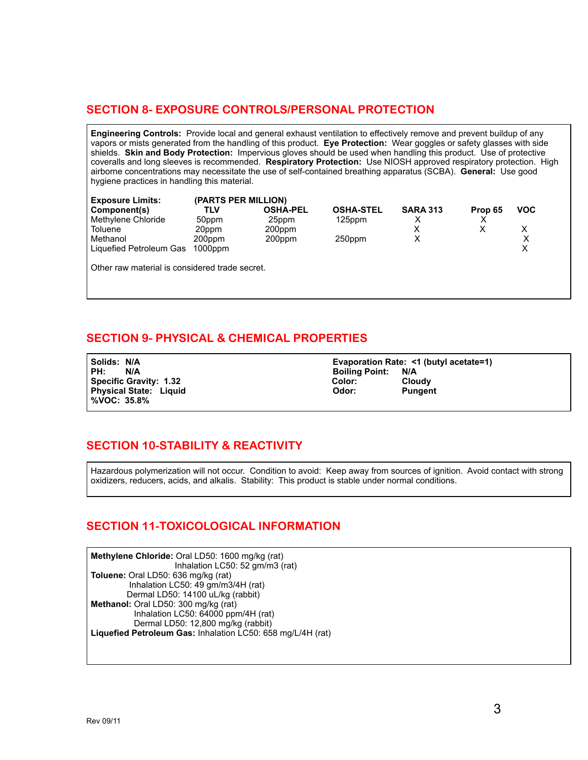## SECTION 8- EXPOSURE CONTROLS/PERSONAL PROTECTION

**Engineering Controls:** Provide local and general exhaust ventilation to effectively remove and prevent buildup of any vapors or mists generated from the handling of this product. **Eye Protection:** Wear goggles or safety glasses with side shields. **Skin and Body Protection:** Impervious gloves should be used when handling this product. Use of protective coveralls and long sleeves is recommended. **Respiratory Protection:** Use NIOSH approved respiratory protection. High airborne concentrations may necessitate the use of self-contained breathing apparatus (SCBA). **General:** Use good hygiene practices in handling this material.

**Exposure Limits:** **(PARTS PER MILLION)**

| Component(s) | TLV | OSHA-PEL | OSHA-STEL | SARA 313 | Prop 65 | VOC |
|---|---|---|---|---|---|---|
| Methylene Chloride | 50ppm | 25ppm | 125ppm | X | X | |
| Toluene | 20ppm | 200ppm | | X | X | X |
| Methanol | 200ppm | 200ppm | 250ppm | X | | X |
| Liquefied Petroleum Gas | 1000ppm | | | | | X |

Other raw material is considered trade secret.

## SECTION 9- PHYSICAL & CHEMICAL PROPERTIES

**Solids: N/A**
**PH: N/A**
**Specific Gravity: 1.32**
**Physical State: Liquid**
**%VOC: 35.8%**
**Evaporation Rate: <1 (butyl acetate=1)**
**Boiling Point: N/A**
**Color: Cloudy**
**Odor: Pungent**

## SECTION 10-STABILITY & REACTIVITY

Hazardous polymerization will not occur. Condition to avoid: Keep away from sources of ignition. Avoid contact with strong oxidizers, reducers, acids, and alkalis. Stability: This product is stable under normal conditions.

## SECTION 11-TOXICOLOGICAL INFORMATION

**Methylene Chloride:** Oral LD50: 1600 mg/kg (rat)
Inhalation LC50: 52 gm/m3 (rat)
**Toluene:** Oral LD50: 636 mg/kg (rat)
Inhalation LC50: 49 gm/m3/4H (rat)
Dermal LD50: 14100 uL/kg (rabbit)
**Methanol:** Oral LD50: 300 mg/kg (rat)
Inhalation LC50: 64000 ppm/4H (rat)
Dermal LD50: 12,800 mg/kg (rabbit)
**Liquefied Petroleum Gas:** Inhalation LC50: 658 mg/L/4H (rat)

Rev 09/11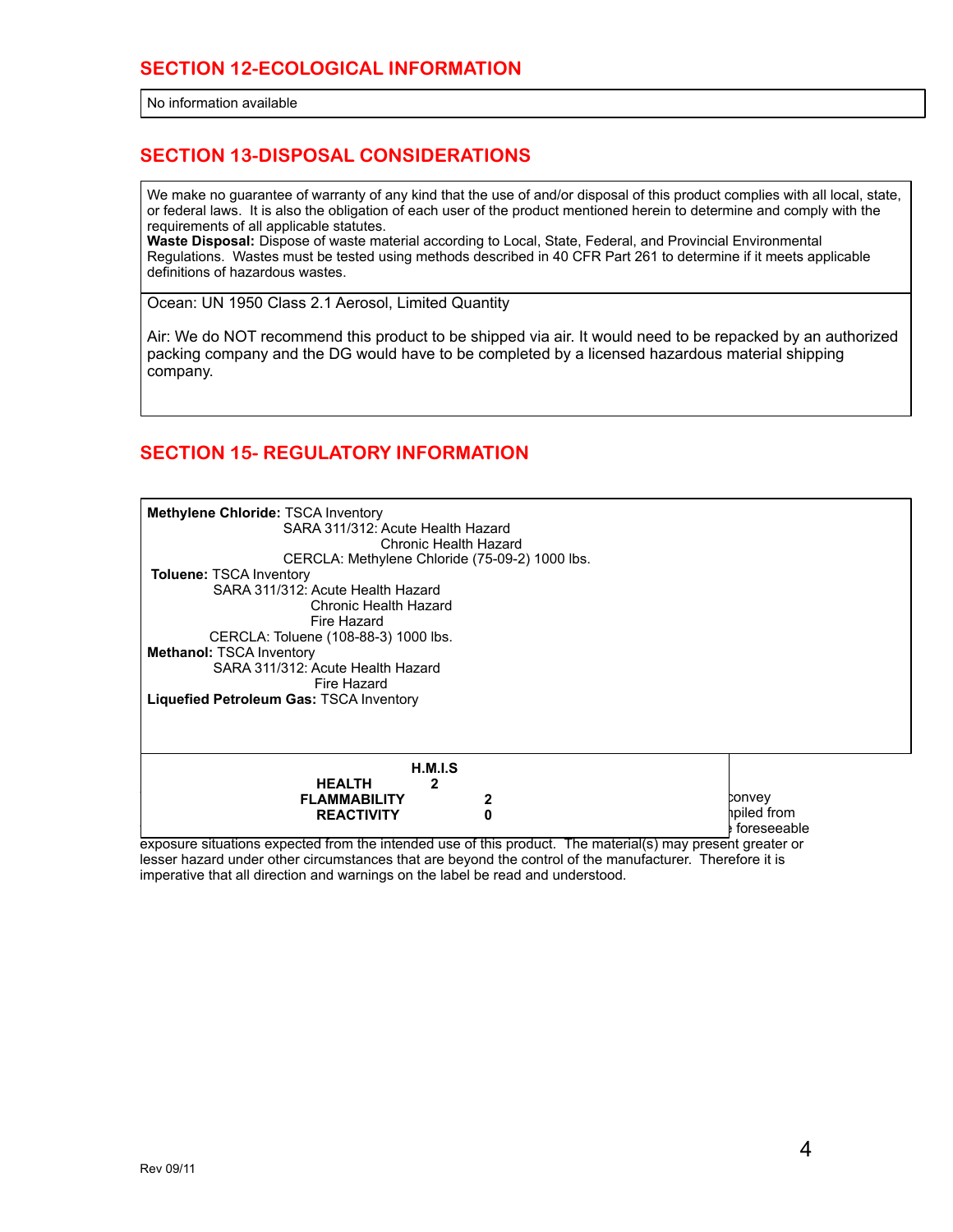## SECTION 12-ECOLOGICAL INFORMATION

No information available

## SECTION 13-DISPOSAL CONSIDERATIONS

We make no guarantee of warranty of any kind that the use of and/or disposal of this product complies with all local, state, or federal laws. It is also the obligation of each user of the product mentioned herein to determine and comply with the requirements of all applicable statutes.

**Waste Disposal:** Dispose of waste material according to Local, State, Federal, and Provincial Environmental Regulations. Wastes must be tested using methods described in 40 CFR Part 261 to determine if it meets applicable definitions of hazardous wastes.

Ocean: UN 1950 Class 2.1 Aerosol, Limited Quantity

Air: We do NOT recommend this product to be shipped via air. It would need to be repacked by an authorized packing company and the DG would have to be completed by a licensed hazardous material shipping company.

## SECTION 15- REGULATORY INFORMATION

**Methylene Chloride:** TSCA Inventory
SARA 311/312: Acute Health Hazard
Chronic Health Hazard
CERCLA: Methylene Chloride (75-09-2) 1000 lbs.

**Toluene:** TSCA Inventory
SARA 311/312: Acute Health Hazard
Chronic Health Hazard
Fire Hazard
CERCLA: Toluene (108-88-3) 1000 lbs.

**Methanol:** TSCA Inventory
SARA 311/312: Acute Health Hazard
Fire Hazard

**Liquefied Petroleum Gas:** TSCA Inventory

**H.M.I.S**

| | |
|---|---|
| **HEALTH** | **2** |
| **FLAMMABILITY** | **2** |
| **REACTIVITY** | **0** |

...onvey ...piled from ... foreseeable exposure situations expected from the intended use of this product. The material(s) may present greater or lesser hazard under other circumstances that are beyond the control of the manufacturer. Therefore it is imperative that all direction and warnings on the label be read and understood.

Rev 09/11